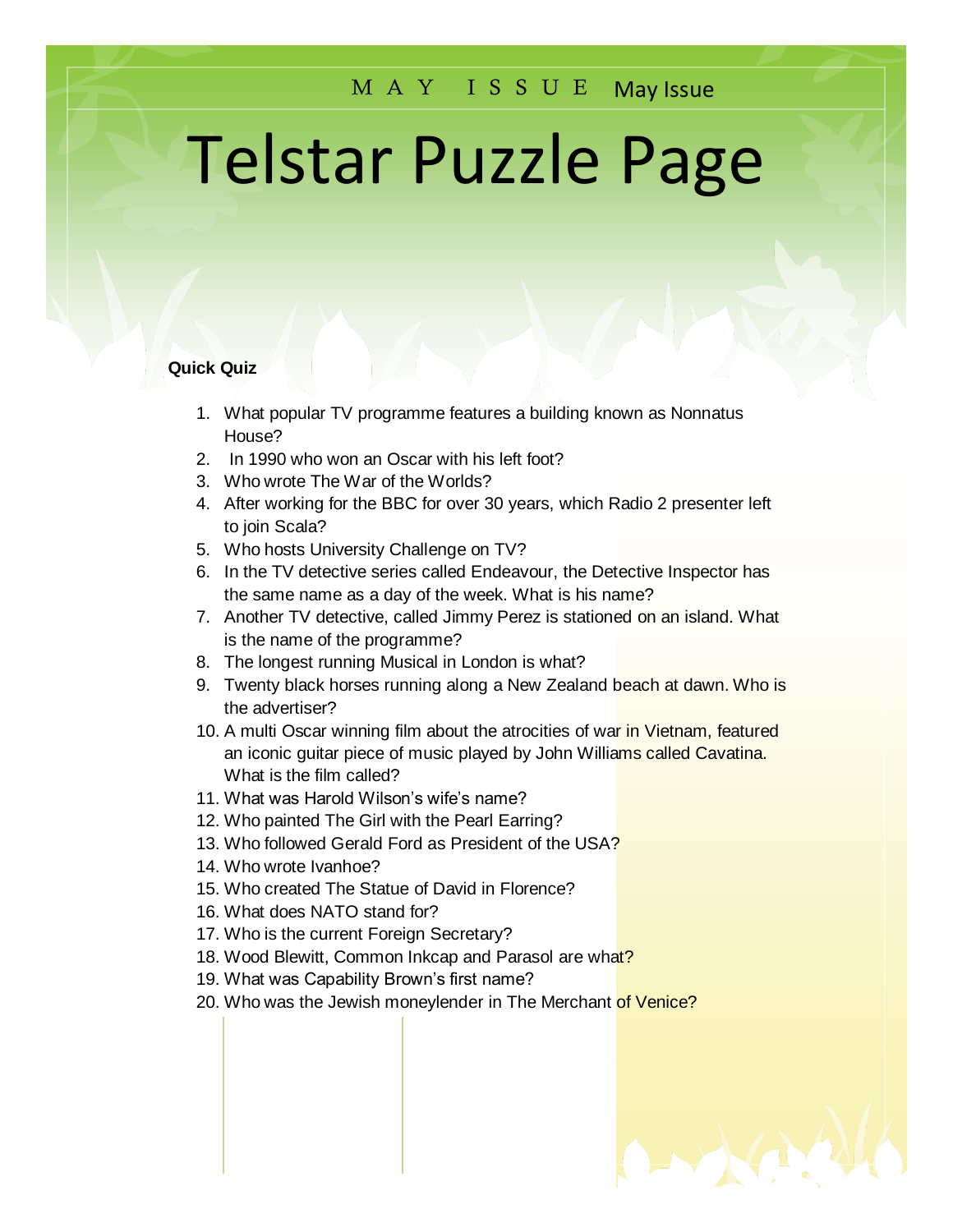M A Y   I S S U E   May Issue

# Telstar Puzzle Page

**Quick Quiz**

1. What popular TV programme features a building known as Nonnatus House?
2. In 1990 who won an Oscar with his left foot?
3. Who wrote The War of the Worlds?
4. After working for the BBC for over 30 years, which Radio 2 presenter left to join Scala?
5. Who hosts University Challenge on TV?
6. In the TV detective series called Endeavour, the Detective Inspector has the same name as a day of the week. What is his name?
7. Another TV detective, called Jimmy Perez is stationed on an island. What is the name of the programme?
8. The longest running Musical in London is what?
9. Twenty black horses running along a New Zealand beach at dawn. Who is the advertiser?
10. A multi Oscar winning film about the atrocities of war in Vietnam, featured an iconic guitar piece of music played by John Williams called Cavatina. What is the film called?
11. What was Harold Wilson's wife's name?
12. Who painted The Girl with the Pearl Earring?
13. Who followed Gerald Ford as President of the USA?
14. Who wrote Ivanhoe?
15. Who created The Statue of David in Florence?
16. What does NATO stand for?
17. Who is the current Foreign Secretary?
18. Wood Blewitt, Common Inkcap and Parasol are what?
19. What was Capability Brown's first name?
20. Who was the Jewish moneylender in The Merchant of Venice?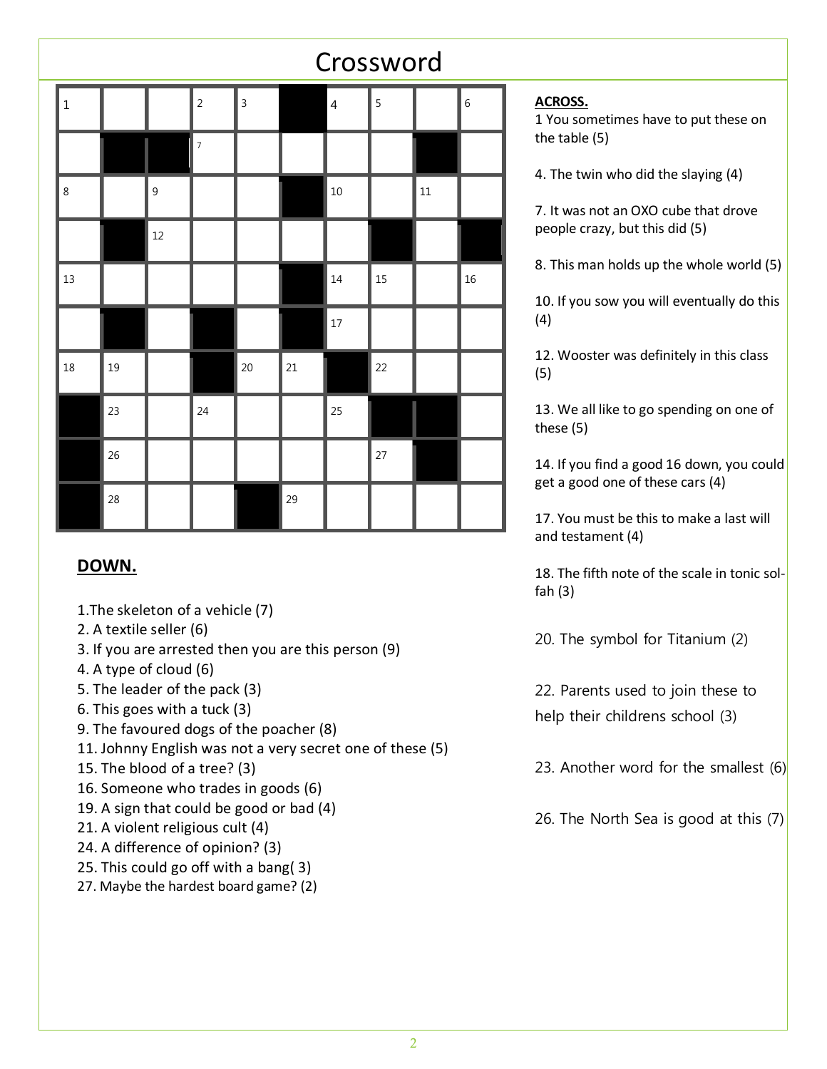# Crossword

## ACROSS.

1 You sometimes have to put these on the table (5)

4. The twin who did the slaying (4)

7. It was not an OXO cube that drove people crazy, but this did (5)

8. This man holds up the whole world (5)

10. If you sow you will eventually do this (4)

12. Wooster was definitely in this class (5)

13. We all like to go spending on one of these (5)

14. If you find a good 16 down, you could get a good one of these cars (4)

17. You must be this to make a last will and testament (4)

18. The fifth note of the scale in tonic sol-fah (3)

20. The symbol for Titanium (2)

22. Parents used to join these to help their childrens school (3)

23. Another word for the smallest (6)

26. The North Sea is good at this (7)

## DOWN.

1. The skeleton of a vehicle (7)
2. A textile seller (6)
3. If you are arrested then you are this person (9)
4. A type of cloud (6)
5. The leader of the pack (3)
6. This goes with a tuck (3)
9. The favoured dogs of the poacher (8)
11. Johnny English was not a very secret one of these (5)
15. The blood of a tree? (3)
16. Someone who trades in goods (6)
19. A sign that could be good or bad (4)
21. A violent religious cult (4)
24. A difference of opinion? (3)
25. This could go off with a bang( 3)
27. Maybe the hardest board game? (2)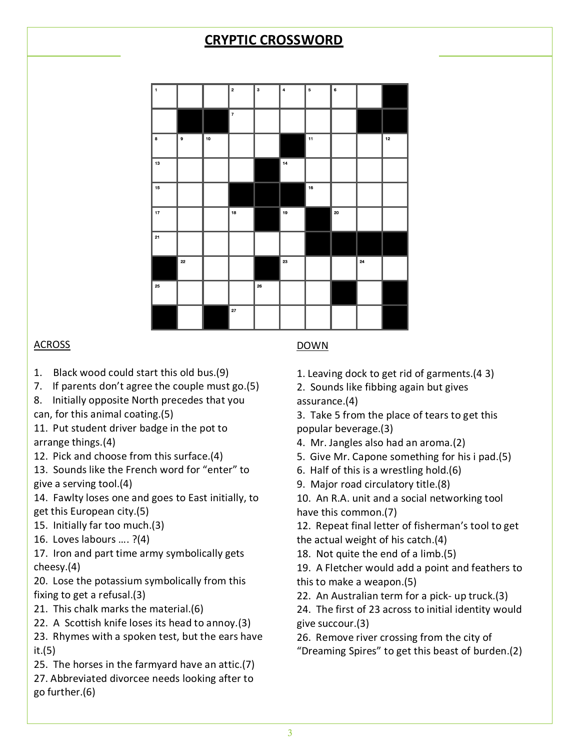# CRYPTIC CROSSWORD

## ACROSS

1. Black wood could start this old bus.(9)
7. If parents don't agree the couple must go.(5)
8. Initially opposite North precedes that you can, for this animal coating.(5)
11. Put student driver badge in the pot to arrange things.(4)
12. Pick and choose from this surface.(4)
13. Sounds like the French word for "enter" to give a serving tool.(4)
14. Fawlty loses one and goes to East initially, to get this European city.(5)
15. Initially far too much.(3)
16. Loves labours …. ?(4)
17. Iron and part time army symbolically gets cheesy.(4)
20. Lose the potassium symbolically from this fixing to get a refusal.(3)
21. This chalk marks the material.(6)
22. A Scottish knife loses its head to annoy.(3)
23. Rhymes with a spoken test, but the ears have it.(5)
25. The horses in the farmyard have an attic.(7)
27. Abbreviated divorcee needs looking after to go further.(6)

## DOWN

1. Leaving dock to get rid of garments.(4 3)
2. Sounds like fibbing again but gives assurance.(4)
3. Take 5 from the place of tears to get this popular beverage.(3)
4. Mr. Jangles also had an aroma.(2)
5. Give Mr. Capone something for his i pad.(5)
6. Half of this is a wrestling hold.(6)
9. Major road circulatory title.(8)
10. An R.A. unit and a social networking tool have this common.(7)
12. Repeat final letter of fisherman's tool to get the actual weight of his catch.(4)
18. Not quite the end of a limb.(5)
19. A Fletcher would add a point and feathers to this to make a weapon.(5)
22. An Australian term for a pick- up truck.(3)
24. The first of 23 across to initial identity would give succour.(3)
26. Remove river crossing from the city of "Dreaming Spires" to get this beast of burden.(2)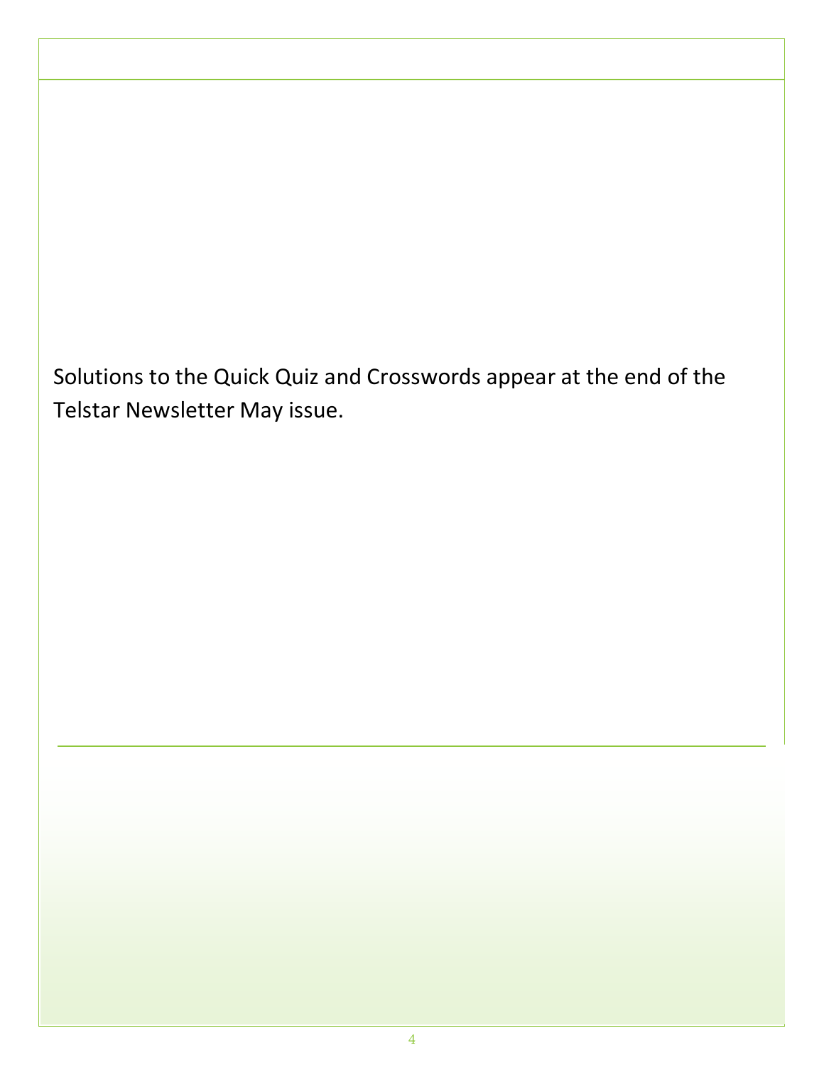Solutions to the Quick Quiz and Crosswords appear at the end of the Telstar Newsletter May issue.